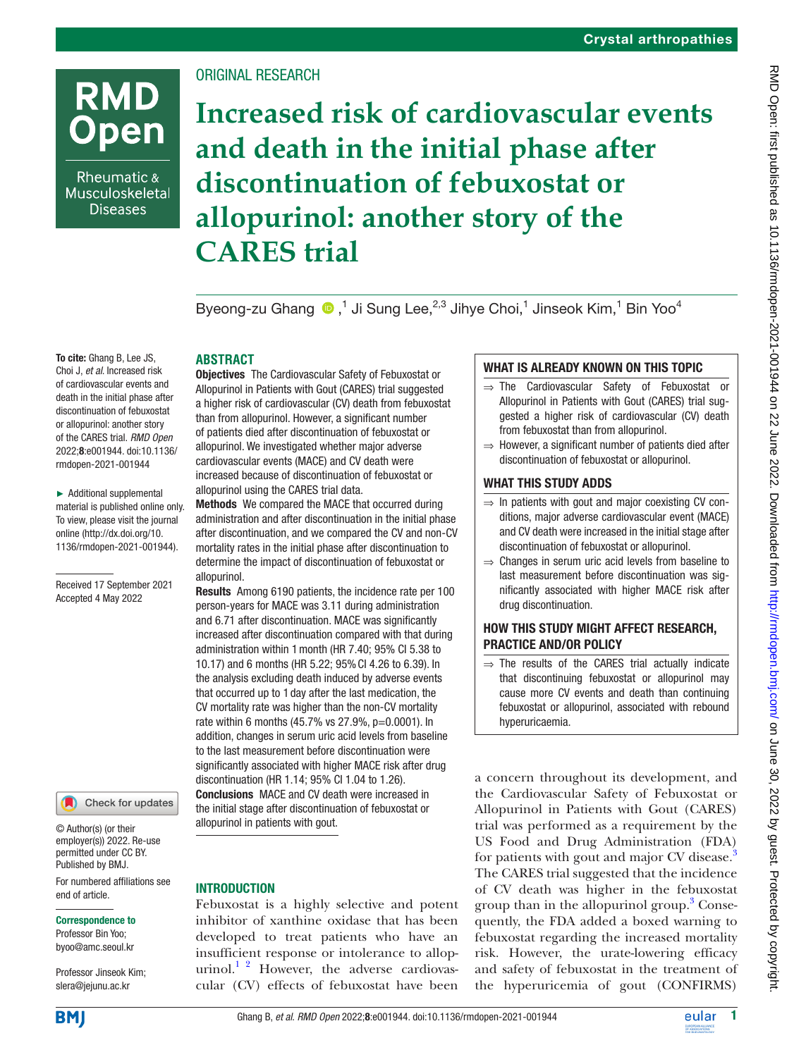ORIGINAL RESEARCH

# Increased risk of cardiovascular events and death in the initial phase after discontinuation of febuxostat or allopurinol: another story of the CARES trial

Byeong-zu Ghang,[1] Ji Sung Lee,[2,3] Jihye Choi,[1] Jinseok Kim,[1] Bin Yoo[4]

**To cite:** Ghang B, Lee JS, Choi J, *et al*. Increased risk of cardiovascular events and death in the initial phase after discontinuation of febuxostat or allopurinol: another story of the CARES trial. *RMD Open* 2022;**8**:e001944. doi:10.1136/rmdopen-2021-001944

► Additional supplemental material is published online only. To view, please visit the journal online (http://dx.doi.org/10.1136/rmdopen-2021-001944).

Received 17 September 2021
Accepted 4 May 2022

© Author(s) (or their employer(s)) 2022. Re-use permitted under CC BY. Published by BMJ.

For numbered affiliations see end of article.

**Correspondence to**
Professor Bin Yoo; byoo@amc.seoul.kr

Professor Jinseok Kim; slera@jejunu.ac.kr

## ABSTRACT

**Objectives** The Cardiovascular Safety of Febuxostat or Allopurinol in Patients with Gout (CARES) trial suggested a higher risk of cardiovascular (CV) death from febuxostat than from allopurinol. However, a significant number of patients died after discontinuation of febuxostat or allopurinol. We investigated whether major adverse cardiovascular events (MACE) and CV death were increased because of discontinuation of febuxostat or allopurinol using the CARES trial data.

**Methods** We compared the MACE that occurred during administration and after discontinuation in the initial phase after discontinuation, and we compared the CV and non-CV mortality rates in the initial phase after discontinuation to determine the impact of discontinuation of febuxostat or allopurinol.

**Results** Among 6190 patients, the incidence rate per 100 person-years for MACE was 3.11 during administration and 6.71 after discontinuation. MACE was significantly increased after discontinuation compared with that during administration within 1 month (HR 7.40; 95% CI 5.38 to 10.17) and 6 months (HR 5.22; 95% CI 4.26 to 6.39). In the analysis excluding death induced by adverse events that occurred up to 1 day after the last medication, the CV mortality rate was higher than the non-CV mortality rate within 6 months (45.7% vs 27.9%, p=0.0001). In addition, changes in serum uric acid levels from baseline to the last measurement before discontinuation were significantly associated with higher MACE risk after drug discontinuation (HR 1.14; 95% CI 1.04 to 1.26).

**Conclusions** MACE and CV death were increased in the initial stage after discontinuation of febuxostat or allopurinol in patients with gout.

### WHAT IS ALREADY KNOWN ON THIS TOPIC

⇒ The Cardiovascular Safety of Febuxostat or Allopurinol in Patients with Gout (CARES) trial suggested a higher risk of cardiovascular (CV) death from febuxostat than from allopurinol.

⇒ However, a significant number of patients died after discontinuation of febuxostat or allopurinol.

### WHAT THIS STUDY ADDS

⇒ In patients with gout and major coexisting CV conditions, major adverse cardiovascular event (MACE) and CV death were increased in the initial stage after discontinuation of febuxostat or allopurinol.

⇒ Changes in serum uric acid levels from baseline to last measurement before discontinuation was significantly associated with higher MACE risk after drug discontinuation.

### HOW THIS STUDY MIGHT AFFECT RESEARCH, PRACTICE AND/OR POLICY

⇒ The results of the CARES trial actually indicate that discontinuing febuxostat or allopurinol may cause more CV events and death than continuing febuxostat or allopurinol, associated with rebound hyperuricaemia.

## INTRODUCTION

Febuxostat is a highly selective and potent inhibitor of xanthine oxidase that has been developed to treat patients who have an insufficient response or intolerance to allopurinol.[1,2] However, the adverse cardiovascular (CV) effects of febuxostat have been a concern throughout its development, and the Cardiovascular Safety of Febuxostat or Allopurinol in Patients with Gout (CARES) trial was performed as a requirement by the US Food and Drug Administration (FDA) for patients with gout and major CV disease.[3] The CARES trial suggested that the incidence of CV death was higher in the febuxostat group than in the allopurinol group.[3] Consequently, the FDA added a boxed warning to febuxostat regarding the increased mortality risk. However, the urate-lowering efficacy and safety of febuxostat in the treatment of the hyperuricemia of gout (CONFIRMS)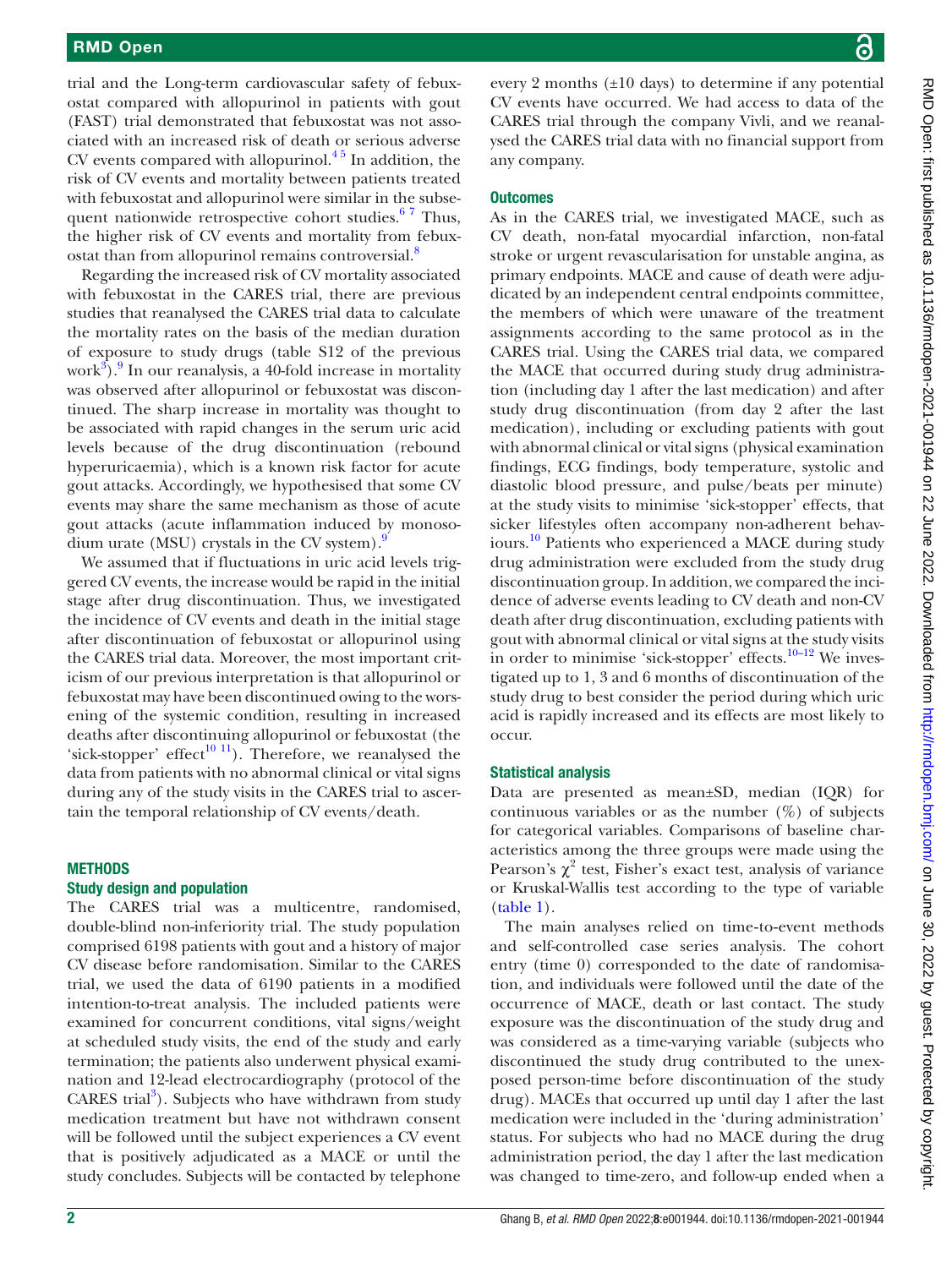trial and the Long-term cardiovascular safety of febuxostat compared with allopurinol in patients with gout (FAST) trial demonstrated that febuxostat was not associated with an increased risk of death or serious adverse CV events compared with allopurinol.[4 5] In addition, the risk of CV events and mortality between patients treated with febuxostat and allopurinol were similar in the subsequent nationwide retrospective cohort studies.[6 7] Thus, the higher risk of CV events and mortality from febuxostat than from allopurinol remains controversial.[8]

Regarding the increased risk of CV mortality associated with febuxostat in the CARES trial, there are previous studies that reanalysed the CARES trial data to calculate the mortality rates on the basis of the median duration of exposure to study drugs (table S12 of the previous work[3]).[9] In our reanalysis, a 40-fold increase in mortality was observed after allopurinol or febuxostat was discontinued. The sharp increase in mortality was thought to be associated with rapid changes in the serum uric acid levels because of the drug discontinuation (rebound hyperuricaemia), which is a known risk factor for acute gout attacks. Accordingly, we hypothesised that some CV events may share the same mechanism as those of acute gout attacks (acute inflammation induced by monosodium urate (MSU) crystals in the CV system).[9]

We assumed that if fluctuations in uric acid levels triggered CV events, the increase would be rapid in the initial stage after drug discontinuation. Thus, we investigated the incidence of CV events and death in the initial stage after discontinuation of febuxostat or allopurinol using the CARES trial data. Moreover, the most important criticism of our previous interpretation is that allopurinol or febuxostat may have been discontinued owing to the worsening of the systemic condition, resulting in increased deaths after discontinuing allopurinol or febuxostat (the 'sick-stopper' effect[10 11]). Therefore, we reanalysed the data from patients with no abnormal clinical or vital signs during any of the study visits in the CARES trial to ascertain the temporal relationship of CV events/death.

## METHODS

### Study design and population

The CARES trial was a multicentre, randomised, double-blind non-inferiority trial. The study population comprised 6198 patients with gout and a history of major CV disease before randomisation. Similar to the CARES trial, we used the data of 6190 patients in a modified intention-to-treat analysis. The included patients were examined for concurrent conditions, vital signs/weight at scheduled study visits, the end of the study and early termination; the patients also underwent physical examination and 12-lead electrocardiography (protocol of the CARES trial[3]). Subjects who have withdrawn from study medication treatment but have not withdrawn consent will be followed until the subject experiences a CV event that is positively adjudicated as a MACE or until the study concludes. Subjects will be contacted by telephone every 2 months (±10 days) to determine if any potential CV events have occurred. We had access to data of the CARES trial through the company Vivli, and we reanalysed the CARES trial data with no financial support from any company.

### Outcomes

As in the CARES trial, we investigated MACE, such as CV death, non-fatal myocardial infarction, non-fatal stroke or urgent revascularisation for unstable angina, as primary endpoints. MACE and cause of death were adjudicated by an independent central endpoints committee, the members of which were unaware of the treatment assignments according to the same protocol as in the CARES trial. Using the CARES trial data, we compared the MACE that occurred during study drug administration (including day 1 after the last medication) and after study drug discontinuation (from day 2 after the last medication), including or excluding patients with gout with abnormal clinical or vital signs (physical examination findings, ECG findings, body temperature, systolic and diastolic blood pressure, and pulse/beats per minute) at the study visits to minimise 'sick-stopper' effects, that sicker lifestyles often accompany non-adherent behaviours.[10] Patients who experienced a MACE during study drug administration were excluded from the study drug discontinuation group. In addition, we compared the incidence of adverse events leading to CV death and non-CV death after drug discontinuation, excluding patients with gout with abnormal clinical or vital signs at the study visits in order to minimise 'sick-stopper' effects.[10–12] We investigated up to 1, 3 and 6 months of discontinuation of the study drug to best consider the period during which uric acid is rapidly increased and its effects are most likely to occur.

### Statistical analysis

Data are presented as mean±SD, median (IQR) for continuous variables or as the number (%) of subjects for categorical variables. Comparisons of baseline characteristics among the three groups were made using the Pearson's $\chi^2$ test, Fisher's exact test, analysis of variance or Kruskal-Wallis test according to the type of variable (table 1).

The main analyses relied on time-to-event methods and self-controlled case series analysis. The cohort entry (time 0) corresponded to the date of randomisation, and individuals were followed until the date of the occurrence of MACE, death or last contact. The study exposure was the discontinuation of the study drug and was considered as a time-varying variable (subjects who discontinued the study drug contributed to the unexposed person-time before discontinuation of the study drug). MACEs that occurred up until day 1 after the last medication were included in the 'during administration' status. For subjects who had no MACE during the drug administration period, the day 1 after the last medication was changed to time-zero, and follow-up ended when a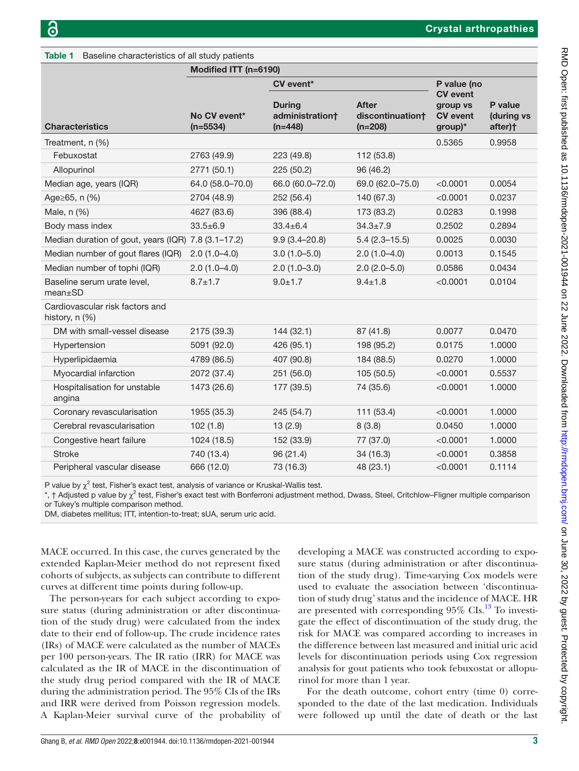**Table 1** Baseline characteristics of all study patients

| Characteristics | Modified ITT (n=6190) | | | | |
|---|---|---|---|---|---|
| | | CV event* | | | |
| | No CV event* (n=5534) | During administration† (n=448) | After discontinuation† (n=208) | P value (no CV event group vs CV event group)* | P value (during vs after)† |
| Treatment, n (%) | | | | 0.5365 | 0.9958 |
| Febuxostat | 2763 (49.9) | 223 (49.8) | 112 (53.8) | | |
| Allopurinol | 2771 (50.1) | 225 (50.2) | 96 (46.2) | | |
| Median age, years (IQR) | 64.0 (58.0–70.0) | 66.0 (60.0–72.0) | 69.0 (62.0–75.0) | <0.0001 | 0.0054 |
| Age≥65, n (%) | 2704 (48.9) | 252 (56.4) | 140 (67.3) | <0.0001 | 0.0237 |
| Male, n (%) | 4627 (83.6) | 396 (88.4) | 173 (83.2) | 0.0283 | 0.1998 |
| Body mass index | 33.5±6.9 | 33.4±6.4 | 34.3±7.9 | 0.2502 | 0.2894 |
| Median duration of gout, years (IQR) | 7.8 (3.1–17.2) | 9.9 (3.4–20.8) | 5.4 (2.3–15.5) | 0.0025 | 0.0030 |
| Median number of gout flares (IQR) | 2.0 (1.0–4.0) | 3.0 (1.0–5.0) | 2.0 (1.0–4.0) | 0.0013 | 0.1545 |
| Median number of tophi (IQR) | 2.0 (1.0–4.0) | 2.0 (1.0–3.0) | 2.0 (2.0–5.0) | 0.0586 | 0.0434 |
| Baseline serum urate level, mean±SD | 8.7±1.7 | 9.0±1.7 | 9.4±1.8 | <0.0001 | 0.0104 |
| Cardiovascular risk factors and history, n (%) | | | | | |
| DM with small-vessel disease | 2175 (39.3) | 144 (32.1) | 87 (41.8) | 0.0077 | 0.0470 |
| Hypertension | 5091 (92.0) | 426 (95.1) | 198 (95.2) | 0.0175 | 1.0000 |
| Hyperlipidaemia | 4789 (86.5) | 407 (90.8) | 184 (88.5) | 0.0270 | 1.0000 |
| Myocardial infarction | 2072 (37.4) | 251 (56.0) | 105 (50.5) | <0.0001 | 0.5537 |
| Hospitalisation for unstable angina | 1473 (26.6) | 177 (39.5) | 74 (35.6) | <0.0001 | 1.0000 |
| Coronary revascularisation | 1955 (35.3) | 245 (54.7) | 111 (53.4) | <0.0001 | 1.0000 |
| Cerebral revascularisation | 102 (1.8) | 13 (2.9) | 8 (3.8) | 0.0450 | 1.0000 |
| Congestive heart failure | 1024 (18.5) | 152 (33.9) | 77 (37.0) | <0.0001 | 1.0000 |
| Stroke | 740 (13.4) | 96 (21.4) | 34 (16.3) | <0.0001 | 0.3858 |
| Peripheral vascular disease | 666 (12.0) | 73 (16.3) | 48 (23.1) | <0.0001 | 0.1114 |

P value by $\chi^2$ test, Fisher's exact test, analysis of variance or Kruskal-Wallis test.
*, † Adjusted p value by $\chi^2$ test, Fisher's exact test with Bonferroni adjustment method, Dwass, Steel, Critchlow–Fligner multiple comparison or Tukey's multiple comparison method.
DM, diabetes mellitus; ITT, intention-to-treat; sUA, serum uric acid.

MACE occurred. In this case, the curves generated by the extended Kaplan-Meier method do not represent fixed cohorts of subjects, as subjects can contribute to different curves at different time points during follow-up.

The person-years for each subject according to exposure status (during administration or after discontinuation of the study drug) were calculated from the index date to their end of follow-up. The crude incidence rates (IRs) of MACE were calculated as the number of MACEs per 100 person-years. The IR ratio (IRR) for MACE was calculated as the IR of MACE in the discontinuation of the study drug period compared with the IR of MACE during the administration period. The 95% CIs of the IRs and IRR were derived from Poisson regression models. A Kaplan-Meier survival curve of the probability of developing a MACE was constructed according to exposure status (during administration or after discontinuation of the study drug). Time-varying Cox models were used to evaluate the association between 'discontinuation of study drug' status and the incidence of MACE. HR are presented with corresponding 95% CIs.[13] To investigate the effect of discontinuation of the study drug, the risk for MACE was compared according to increases in the difference between last measured and initial uric acid levels for discontinuation periods using Cox regression analysis for gout patients who took febuxostat or allopurinol for more than 1 year.

For the death outcome, cohort entry (time 0) corresponded to the date of the last medication. Individuals were followed up until the date of death or the last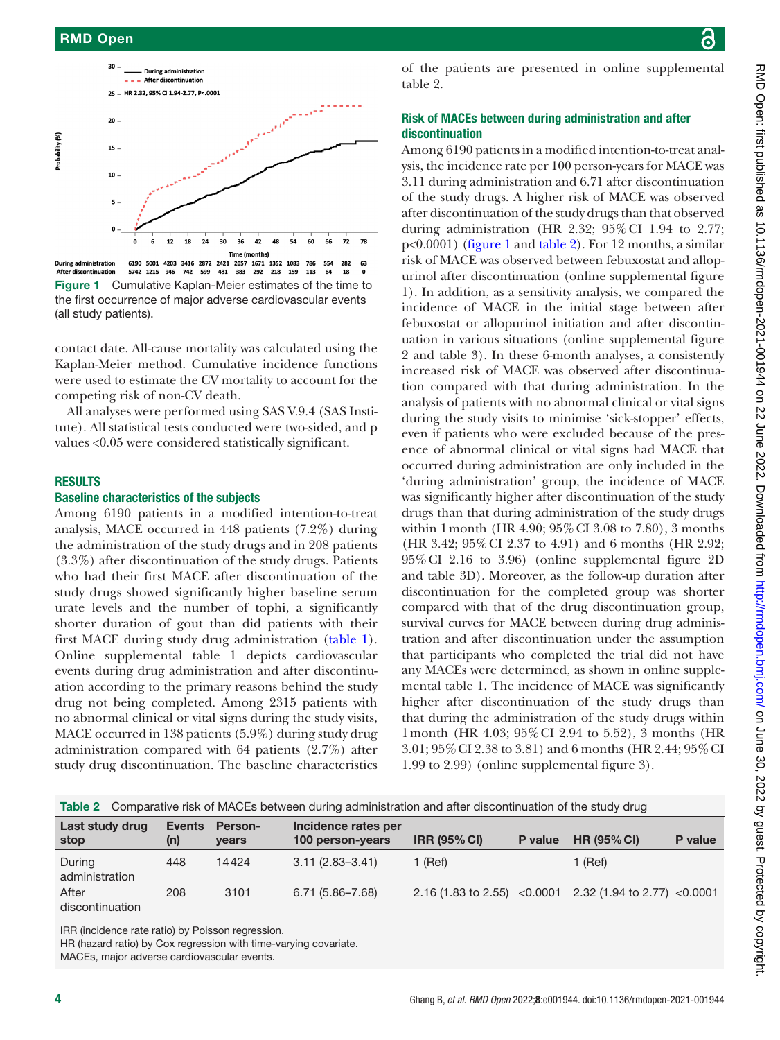Figure 1 Cumulative Kaplan-Meier estimates of the time to the first occurrence of major adverse cardiovascular events (all study patients).

contact date. All-cause mortality was calculated using the Kaplan-Meier method. Cumulative incidence functions were used to estimate the CV mortality to account for the competing risk of non-CV death.

All analyses were performed using SAS V.9.4 (SAS Institute). All statistical tests conducted were two-sided, and p values <0.05 were considered statistically significant.

## RESULTS

### Baseline characteristics of the subjects

Among 6190 patients in a modified intention-to-treat analysis, MACE occurred in 448 patients (7.2%) during the administration of the study drugs and in 208 patients (3.3%) after discontinuation of the study drugs. Patients who had their first MACE after discontinuation of the study drugs showed significantly higher baseline serum urate levels and the number of tophi, a significantly shorter duration of gout than did patients with their first MACE during study drug administration (table 1). Online supplemental table 1 depicts cardiovascular events during drug administration and after discontinuation according to the primary reasons behind the study drug not being completed. Among 2315 patients with no abnormal clinical or vital signs during the study visits, MACE occurred in 138 patients (5.9%) during study drug administration compared with 64 patients (2.7%) after study drug discontinuation. The baseline characteristics of the patients are presented in online supplemental table 2.

### Risk of MACEs between during administration and after discontinuation

Among 6190 patients in a modified intention-to-treat analysis, the incidence rate per 100 person-years for MACE was 3.11 during administration and 6.71 after discontinuation of the study drugs. A higher risk of MACE was observed after discontinuation of the study drugs than that observed during administration (HR 2.32; 95% CI 1.94 to 2.77; p<0.0001) (figure 1 and table 2). For 12 months, a similar risk of MACE was observed between febuxostat and allopurinol after discontinuation (online supplemental figure 1). In addition, as a sensitivity analysis, we compared the incidence of MACE in the initial stage between after febuxostat or allopurinol initiation and after discontinuation in various situations (online supplemental figure 2 and table 3). In these 6-month analyses, a consistently increased risk of MACE was observed after discontinuation compared with that during administration. In the analysis of patients with no abnormal clinical or vital signs during the study visits to minimise 'sick-stopper' effects, even if patients who were excluded because of the presence of abnormal clinical or vital signs had MACE that occurred during administration are only included in the 'during administration' group, the incidence of MACE was significantly higher after discontinuation of the study drugs than that during administration of the study drugs within 1 month (HR 4.90; 95% CI 3.08 to 7.80), 3 months (HR 3.42; 95% CI 2.37 to 4.91) and 6 months (HR 2.92; 95% CI 2.16 to 3.96) (online supplemental figure 2D and table 3D). Moreover, as the follow-up duration after discontinuation for the completed group was shorter compared with that of the drug discontinuation group, survival curves for MACE between during drug administration and after discontinuation under the assumption that participants who completed the trial did not have any MACEs were determined, as shown in online supplemental table 1. The incidence of MACE was significantly higher after discontinuation of the study drugs than that during the administration of the study drugs within 1 month (HR 4.03; 95% CI 2.94 to 5.52), 3 months (HR 3.01; 95% CI 2.38 to 3.81) and 6 months (HR 2.44; 95% CI 1.99 to 2.99) (online supplemental figure 3).

**Table 2** Comparative risk of MACEs between during administration and after discontinuation of the study drug

| Last study drug stop | Events (n) | Person-years | Incidence rates per 100 person-years | IRR (95% CI) | P value | HR (95% CI) | P value |
|---|---|---|---|---|---|---|---|
| During administration | 448 | 14424 | 3.11 (2.83–3.41) | 1 (Ref) | | 1 (Ref) | |
| After discontinuation | 208 | 3101 | 6.71 (5.86–7.68) | 2.16 (1.83 to 2.55) | <0.0001 | 2.32 (1.94 to 2.77) | <0.0001 |

IRR (incidence rate ratio) by Poisson regression.
HR (hazard ratio) by Cox regression with time-varying covariate.
MACEs, major adverse cardiovascular events.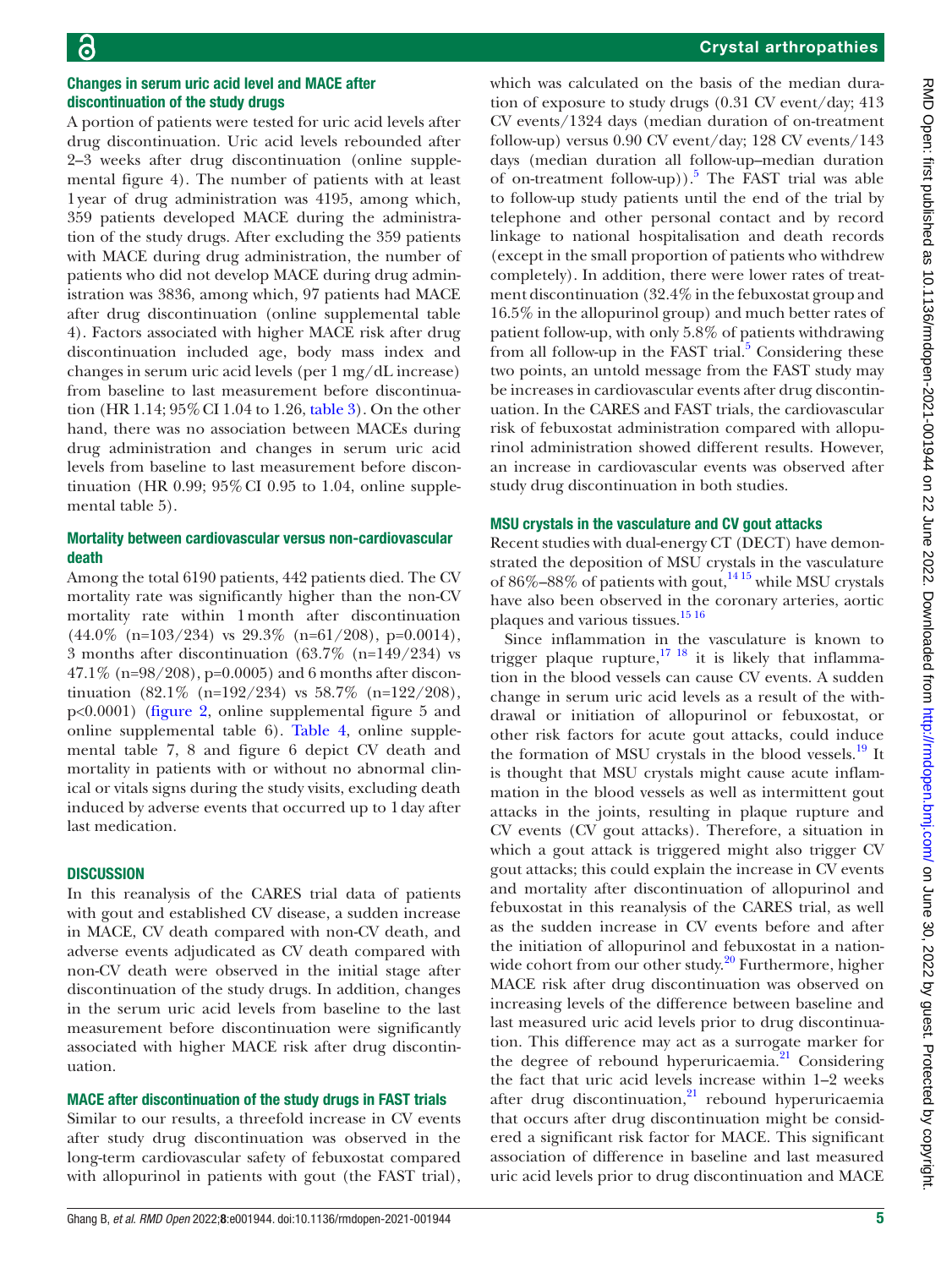### Changes in serum uric acid level and MACE after discontinuation of the study drugs

A portion of patients were tested for uric acid levels after drug discontinuation. Uric acid levels rebounded after 2–3 weeks after drug discontinuation (online supplemental figure 4). The number of patients with at least 1 year of drug administration was 4195, among which, 359 patients developed MACE during the administration of the study drugs. After excluding the 359 patients with MACE during drug administration, the number of patients who did not develop MACE during drug administration was 3836, among which, 97 patients had MACE after drug discontinuation (online supplemental table 4). Factors associated with higher MACE risk after drug discontinuation included age, body mass index and changes in serum uric acid levels (per 1 mg/dL increase) from baseline to last measurement before discontinuation (HR 1.14; 95% CI 1.04 to 1.26, table 3). On the other hand, there was no association between MACEs during drug administration and changes in serum uric acid levels from baseline to last measurement before discontinuation (HR 0.99; 95% CI 0.95 to 1.04, online supplemental table 5).

### Mortality between cardiovascular versus non-cardiovascular death

Among the total 6190 patients, 442 patients died. The CV mortality rate was significantly higher than the non-CV mortality rate within 1 month after discontinuation (44.0% (n=103/234) vs 29.3% (n=61/208), p=0.0014), 3 months after discontinuation (63.7% (n=149/234) vs 47.1% (n=98/208), p=0.0005) and 6 months after discontinuation (82.1% (n=192/234) vs 58.7% (n=122/208), p<0.0001) (figure 2, online supplemental figure 5 and online supplemental table 6). Table 4, online supplemental table 7, 8 and figure 6 depict CV death and mortality in patients with or without no abnormal clinical or vitals signs during the study visits, excluding death induced by adverse events that occurred up to 1 day after last medication.

## DISCUSSION

In this reanalysis of the CARES trial data of patients with gout and established CV disease, a sudden increase in MACE, CV death compared with non-CV death, and adverse events adjudicated as CV death compared with non-CV death were observed in the initial stage after discontinuation of the study drugs. In addition, changes in the serum uric acid levels from baseline to the last measurement before discontinuation were significantly associated with higher MACE risk after drug discontinuation.

### MACE after discontinuation of the study drugs in FAST trials

Similar to our results, a threefold increase in CV events after study drug discontinuation was observed in the long-term cardiovascular safety of febuxostat compared with allopurinol in patients with gout (the FAST trial), which was calculated on the basis of the median duration of exposure to study drugs (0.31 CV event/day; 413 CV events/1324 days (median duration of on-treatment follow-up) versus 0.90 CV event/day; 128 CV events/143 days (median duration all follow-up–median duration of on-treatment follow-up)).[5] The FAST trial was able to follow-up study patients until the end of the trial by telephone and other personal contact and by record linkage to national hospitalisation and death records (except in the small proportion of patients who withdrew completely). In addition, there were lower rates of treatment discontinuation (32.4% in the febuxostat group and 16.5% in the allopurinol group) and much better rates of patient follow-up, with only 5.8% of patients withdrawing from all follow-up in the FAST trial.[5] Considering these two points, an untold message from the FAST study may be increases in cardiovascular events after drug discontinuation. In the CARES and FAST trials, the cardiovascular risk of febuxostat administration compared with allopurinol administration showed different results. However, an increase in cardiovascular events was observed after study drug discontinuation in both studies.

### MSU crystals in the vasculature and CV gout attacks

Recent studies with dual-energy CT (DECT) have demonstrated the deposition of MSU crystals in the vasculature of 86%–88% of patients with gout,[14,15] while MSU crystals have also been observed in the coronary arteries, aortic plaques and various tissues.[15,16]

Since inflammation in the vasculature is known to trigger plaque rupture,[17,18] it is likely that inflammation in the blood vessels can cause CV events. A sudden change in serum uric acid levels as a result of the withdrawal or initiation of allopurinol or febuxostat, or other risk factors for acute gout attacks, could induce the formation of MSU crystals in the blood vessels.[19] It is thought that MSU crystals might cause acute inflammation in the blood vessels as well as intermittent gout attacks in the joints, resulting in plaque rupture and CV events (CV gout attacks). Therefore, a situation in which a gout attack is triggered might also trigger CV gout attacks; this could explain the increase in CV events and mortality after discontinuation of allopurinol and febuxostat in this reanalysis of the CARES trial, as well as the sudden increase in CV events before and after the initiation of allopurinol and febuxostat in a nationwide cohort from our other study.[20] Furthermore, higher MACE risk after drug discontinuation was observed on increasing levels of the difference between baseline and last measured uric acid levels prior to drug discontinuation. This difference may act as a surrogate marker for the degree of rebound hyperuricaemia.[21] Considering the fact that uric acid levels increase within 1–2 weeks after drug discontinuation,[21] rebound hyperuricaemia that occurs after drug discontinuation might be considered a significant risk factor for MACE. This significant association of difference in baseline and last measured uric acid levels prior to drug discontinuation and MACE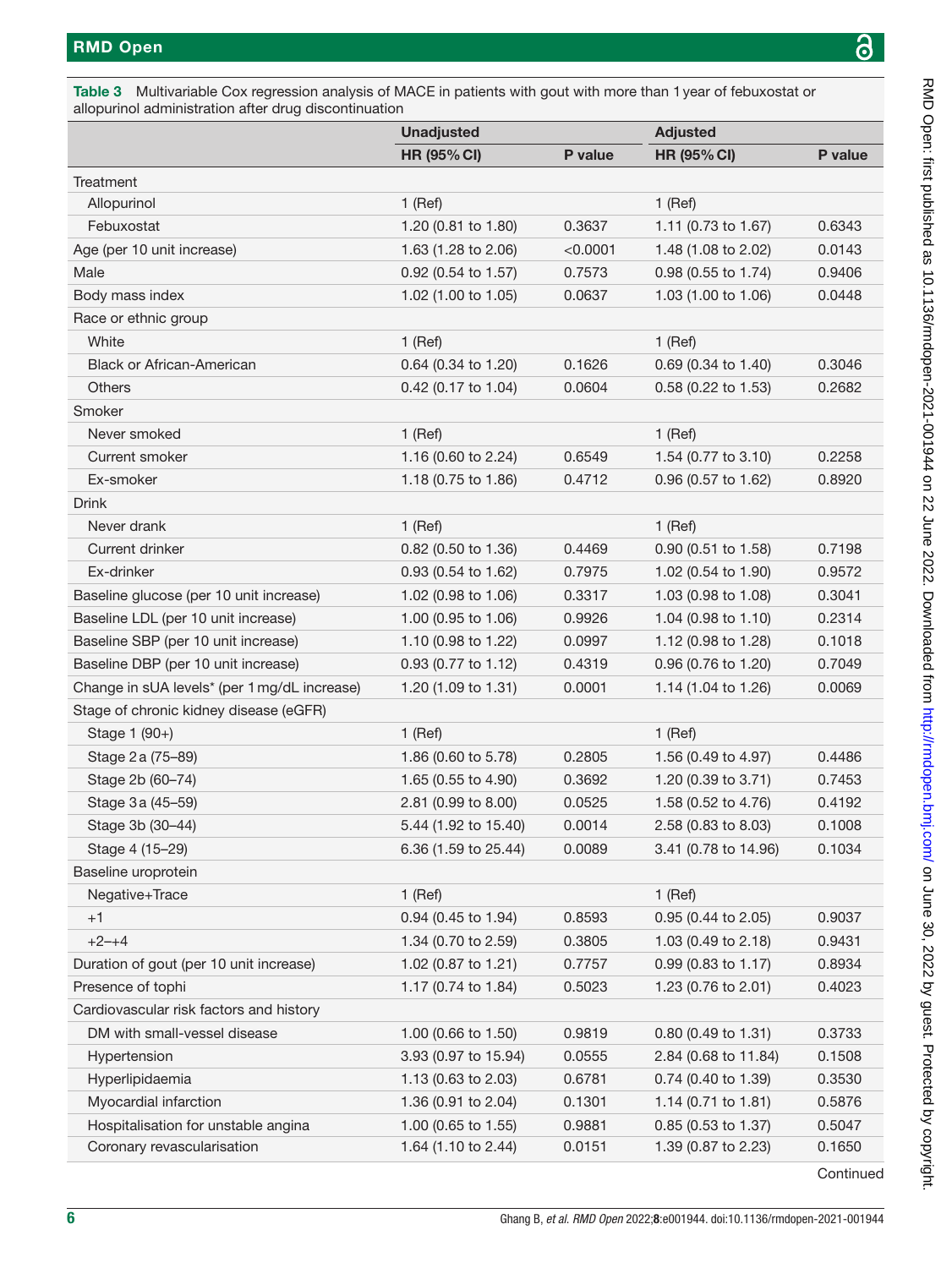**Table 3** Multivariable Cox regression analysis of MACE in patients with gout with more than 1 year of febuxostat or allopurinol administration after drug discontinuation

| | Unadjusted | | Adjusted | |
|---|---|---|---|---|
| | HR (95% CI) | P value | HR (95% CI) | P value |
| Treatment | | | | |
| Allopurinol | 1 (Ref) | | 1 (Ref) | |
| Febuxostat | 1.20 (0.81 to 1.80) | 0.3637 | 1.11 (0.73 to 1.67) | 0.6343 |
| Age (per 10 unit increase) | 1.63 (1.28 to 2.06) | <0.0001 | 1.48 (1.08 to 2.02) | 0.0143 |
| Male | 0.92 (0.54 to 1.57) | 0.7573 | 0.98 (0.55 to 1.74) | 0.9406 |
| Body mass index | 1.02 (1.00 to 1.05) | 0.0637 | 1.03 (1.00 to 1.06) | 0.0448 |
| Race or ethnic group | | | | |
| White | 1 (Ref) | | 1 (Ref) | |
| Black or African-American | 0.64 (0.34 to 1.20) | 0.1626 | 0.69 (0.34 to 1.40) | 0.3046 |
| Others | 0.42 (0.17 to 1.04) | 0.0604 | 0.58 (0.22 to 1.53) | 0.2682 |
| Smoker | | | | |
| Never smoked | 1 (Ref) | | 1 (Ref) | |
| Current smoker | 1.16 (0.60 to 2.24) | 0.6549 | 1.54 (0.77 to 3.10) | 0.2258 |
| Ex-smoker | 1.18 (0.75 to 1.86) | 0.4712 | 0.96 (0.57 to 1.62) | 0.8920 |
| Drink | | | | |
| Never drank | 1 (Ref) | | 1 (Ref) | |
| Current drinker | 0.82 (0.50 to 1.36) | 0.4469 | 0.90 (0.51 to 1.58) | 0.7198 |
| Ex-drinker | 0.93 (0.54 to 1.62) | 0.7975 | 1.02 (0.54 to 1.90) | 0.9572 |
| Baseline glucose (per 10 unit increase) | 1.02 (0.98 to 1.06) | 0.3317 | 1.03 (0.98 to 1.08) | 0.3041 |
| Baseline LDL (per 10 unit increase) | 1.00 (0.95 to 1.06) | 0.9926 | 1.04 (0.98 to 1.10) | 0.2314 |
| Baseline SBP (per 10 unit increase) | 1.10 (0.98 to 1.22) | 0.0997 | 1.12 (0.98 to 1.28) | 0.1018 |
| Baseline DBP (per 10 unit increase) | 0.93 (0.77 to 1.12) | 0.4319 | 0.96 (0.76 to 1.20) | 0.7049 |
| Change in sUA levels* (per 1 mg/dL increase) | 1.20 (1.09 to 1.31) | 0.0001 | 1.14 (1.04 to 1.26) | 0.0069 |
| Stage of chronic kidney disease (eGFR) | | | | |
| Stage 1 (90+) | 1 (Ref) | | 1 (Ref) | |
| Stage 2a (75–89) | 1.86 (0.60 to 5.78) | 0.2805 | 1.56 (0.49 to 4.97) | 0.4486 |
| Stage 2b (60–74) | 1.65 (0.55 to 4.90) | 0.3692 | 1.20 (0.39 to 3.71) | 0.7453 |
| Stage 3a (45–59) | 2.81 (0.99 to 8.00) | 0.0525 | 1.58 (0.52 to 4.76) | 0.4192 |
| Stage 3b (30–44) | 5.44 (1.92 to 15.40) | 0.0014 | 2.58 (0.83 to 8.03) | 0.1008 |
| Stage 4 (15–29) | 6.36 (1.59 to 25.44) | 0.0089 | 3.41 (0.78 to 14.96) | 0.1034 |
| Baseline uroprotein | | | | |
| Negative+Trace | 1 (Ref) | | 1 (Ref) | |
| +1 | 0.94 (0.45 to 1.94) | 0.8593 | 0.95 (0.44 to 2.05) | 0.9037 |
| +2–+4 | 1.34 (0.70 to 2.59) | 0.3805 | 1.03 (0.49 to 2.18) | 0.9431 |
| Duration of gout (per 10 unit increase) | 1.02 (0.87 to 1.21) | 0.7757 | 0.99 (0.83 to 1.17) | 0.8934 |
| Presence of tophi | 1.17 (0.74 to 1.84) | 0.5023 | 1.23 (0.76 to 2.01) | 0.4023 |
| Cardiovascular risk factors and history | | | | |
| DM with small-vessel disease | 1.00 (0.66 to 1.50) | 0.9819 | 0.80 (0.49 to 1.31) | 0.3733 |
| Hypertension | 3.93 (0.97 to 15.94) | 0.0555 | 2.84 (0.68 to 11.84) | 0.1508 |
| Hyperlipidaemia | 1.13 (0.63 to 2.03) | 0.6781 | 0.74 (0.40 to 1.39) | 0.3530 |
| Myocardial infarction | 1.36 (0.91 to 2.04) | 0.1301 | 1.14 (0.71 to 1.81) | 0.5876 |
| Hospitalisation for unstable angina | 1.00 (0.65 to 1.55) | 0.9881 | 0.85 (0.53 to 1.37) | 0.5047 |
| Coronary revascularisation | 1.64 (1.10 to 2.44) | 0.0151 | 1.39 (0.87 to 2.23) | 0.1650 |

Continued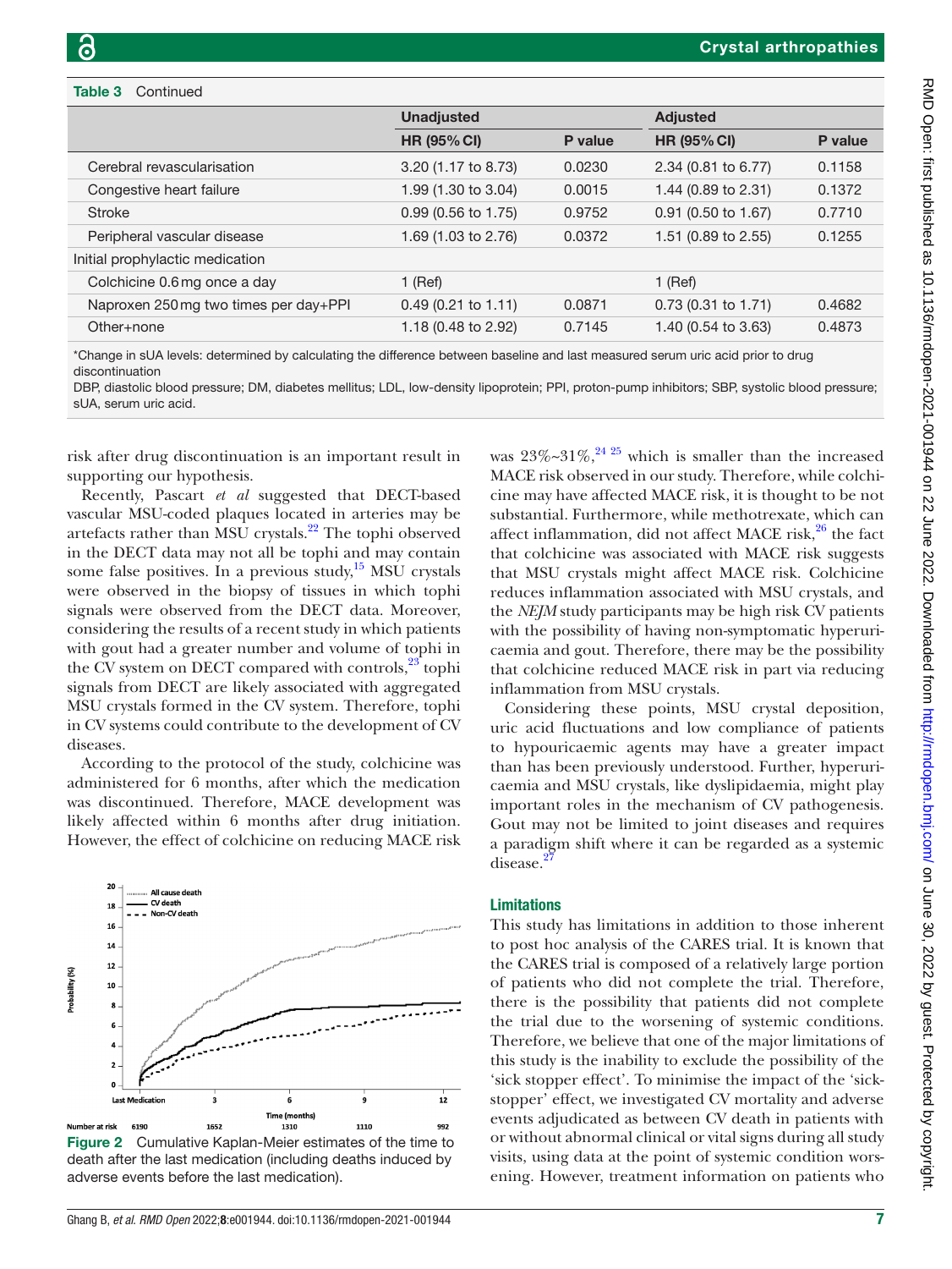**Table 3** Continued

| | Unadjusted | | Adjusted | |
|---|---|---|---|---|
| | HR (95% CI) | P value | HR (95% CI) | P value |
| Cerebral revascularisation | 3.20 (1.17 to 8.73) | 0.0230 | 2.34 (0.81 to 6.77) | 0.1158 |
| Congestive heart failure | 1.99 (1.30 to 3.04) | 0.0015 | 1.44 (0.89 to 2.31) | 0.1372 |
| Stroke | 0.99 (0.56 to 1.75) | 0.9752 | 0.91 (0.50 to 1.67) | 0.7710 |
| Peripheral vascular disease | 1.69 (1.03 to 2.76) | 0.0372 | 1.51 (0.89 to 2.55) | 0.1255 |
| Initial prophylactic medication | | | | |
| Colchicine 0.6 mg once a day | 1 (Ref) | | 1 (Ref) | |
| Naproxen 250 mg two times per day+PPI | 0.49 (0.21 to 1.11) | 0.0871 | 0.73 (0.31 to 1.71) | 0.4682 |
| Other+none | 1.18 (0.48 to 2.92) | 0.7145 | 1.40 (0.54 to 3.63) | 0.4873 |

*Change in sUA levels: determined by calculating the difference between baseline and last measured serum uric acid prior to drug discontinuation

DBP, diastolic blood pressure; DM, diabetes mellitus; LDL, low-density lipoprotein; PPI, proton-pump inhibitors; SBP, systolic blood pressure; sUA, serum uric acid.

risk after drug discontinuation is an important result in supporting our hypothesis.

Recently, Pascart *et al* suggested that DECT-based vascular MSU-coded plaques located in arteries may be artefacts rather than MSU crystals.[22] The tophi observed in the DECT data may not all be tophi and may contain some false positives. In a previous study,[15] MSU crystals were observed in the biopsy of tissues in which tophi signals were observed from the DECT data. Moreover, considering the results of a recent study in which patients with gout had a greater number and volume of tophi in the CV system on DECT compared with controls,[23] tophi signals from DECT are likely associated with aggregated MSU crystals formed in the CV system. Therefore, tophi in CV systems could contribute to the development of CV diseases.

According to the protocol of the study, colchicine was administered for 6 months, after which the medication was discontinued. Therefore, MACE development was likely affected within 6 months after drug initiation. However, the effect of colchicine on reducing MACE risk was 23%~31%,[24,25] which is smaller than the increased MACE risk observed in our study. Therefore, while colchicine may have affected MACE risk, it is thought to be not substantial. Furthermore, while methotrexate, which can affect inflammation, did not affect MACE risk,[26] the fact that colchicine was associated with MACE risk suggests that MSU crystals might affect MACE risk. Colchicine reduces inflammation associated with MSU crystals, and the *NEJM* study participants may be high risk CV patients with the possibility of having non-symptomatic hyperuricaemia and gout. Therefore, there may be the possibility that colchicine reduced MACE risk in part via reducing inflammation from MSU crystals.

Considering these points, MSU crystal deposition, uric acid fluctuations and low compliance of patients to hypouricaemic agents may have a greater impact than has been previously understood. Further, hyperuricaemia and MSU crystals, like dyslipidaemia, might play important roles in the mechanism of CV pathogenesis. Gout may not be limited to joint diseases and requires a paradigm shift where it can be regarded as a systemic disease.[27]

**Figure 2** Cumulative Kaplan-Meier estimates of the time to death after the last medication (including deaths induced by adverse events before the last medication).

## Limitations

This study has limitations in addition to those inherent to post hoc analysis of the CARES trial. It is known that the CARES trial is composed of a relatively large portion of patients who did not complete the trial. Therefore, there is the possibility that patients did not complete the trial due to the worsening of systemic conditions. Therefore, we believe that one of the major limitations of this study is the inability to exclude the possibility of the 'sick stopper effect'. To minimise the impact of the 'sick-stopper' effect, we investigated CV mortality and adverse events adjudicated as between CV death in patients with or without abnormal clinical or vital signs during all study visits, using data at the point of systemic condition worsening. However, treatment information on patients who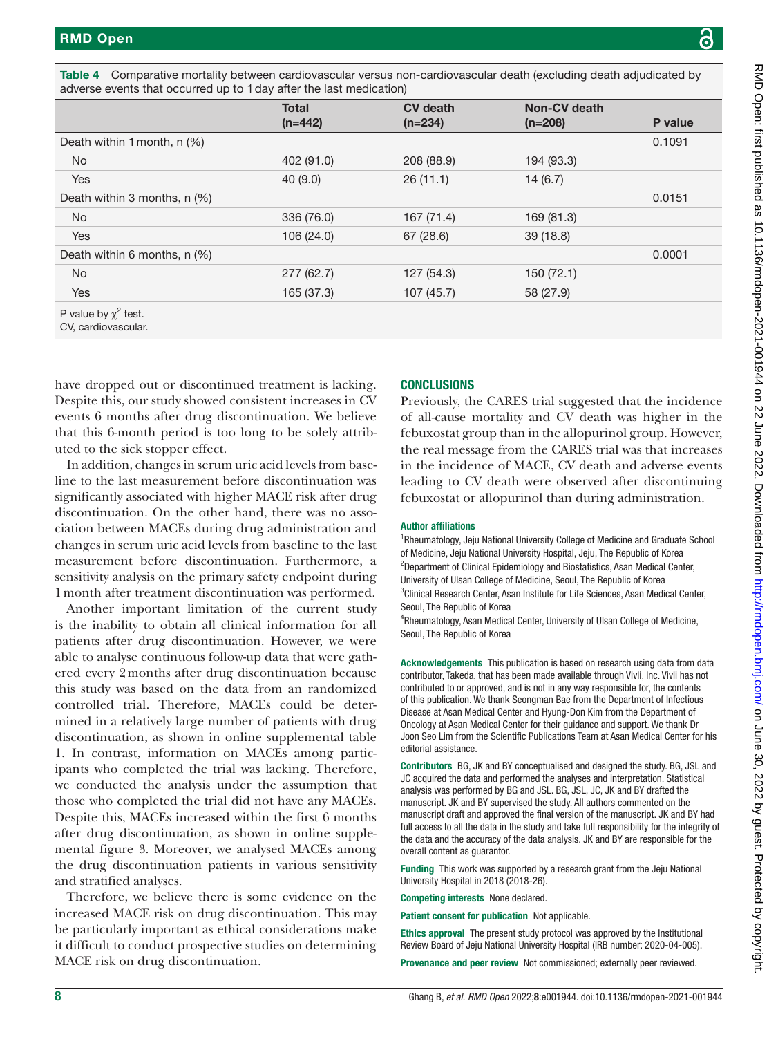**Table 4** Comparative mortality between cardiovascular versus non-cardiovascular death (excluding death adjudicated by adverse events that occurred up to 1 day after the last medication)

| | Total (n=442) | CV death (n=234) | Non-CV death (n=208) | P value |
|---|---|---|---|---|
| Death within 1 month, n (%) | | | | 0.1091 |
| No | 402 (91.0) | 208 (88.9) | 194 (93.3) | |
| Yes | 40 (9.0) | 26 (11.1) | 14 (6.7) | |
| Death within 3 months, n (%) | | | | 0.0151 |
| No | 336 (76.0) | 167 (71.4) | 169 (81.3) | |
| Yes | 106 (24.0) | 67 (28.6) | 39 (18.8) | |
| Death within 6 months, n (%) | | | | 0.0001 |
| No | 277 (62.7) | 127 (54.3) | 150 (72.1) | |
| Yes | 165 (37.3) | 107 (45.7) | 58 (27.9) | |

P value by $\chi^2$ test.
CV, cardiovascular.

have dropped out or discontinued treatment is lacking. Despite this, our study showed consistent increases in CV events 6 months after drug discontinuation. We believe that this 6-month period is too long to be solely attributed to the sick stopper effect.

In addition, changes in serum uric acid levels from baseline to the last measurement before discontinuation was significantly associated with higher MACE risk after drug discontinuation. On the other hand, there was no association between MACEs during drug administration and changes in serum uric acid levels from baseline to the last measurement before discontinuation. Furthermore, a sensitivity analysis on the primary safety endpoint during 1 month after treatment discontinuation was performed.

Another important limitation of the current study is the inability to obtain all clinical information for all patients after drug discontinuation. However, we were able to analyse continuous follow-up data that were gathered every 2 months after drug discontinuation because this study was based on the data from an randomized controlled trial. Therefore, MACEs could be determined in a relatively large number of patients with drug discontinuation, as shown in online supplemental table 1. In contrast, information on MACEs among participants who completed the trial was lacking. Therefore, we conducted the analysis under the assumption that those who completed the trial did not have any MACEs. Despite this, MACEs increased within the first 6 months after drug discontinuation, as shown in online supplemental figure 3. Moreover, we analysed MACEs among the drug discontinuation patients in various sensitivity and stratified analyses.

Therefore, we believe there is some evidence on the increased MACE risk on drug discontinuation. This may be particularly important as ethical considerations make it difficult to conduct prospective studies on determining MACE risk on drug discontinuation.

## CONCLUSIONS

Previously, the CARES trial suggested that the incidence of all-cause mortality and CV death was higher in the febuxostat group than in the allopurinol group. However, the real message from the CARES trial was that increases in the incidence of MACE, CV death and adverse events leading to CV death were observed after discontinuing febuxostat or allopurinol than during administration.

**Author affiliations**

[1]Rheumatology, Jeju National University College of Medicine and Graduate School of Medicine, Jeju National University Hospital, Jeju, The Republic of Korea
[2]Department of Clinical Epidemiology and Biostatistics, Asan Medical Center, University of Ulsan College of Medicine, Seoul, The Republic of Korea
[3]Clinical Research Center, Asan Institute for Life Sciences, Asan Medical Center, Seoul, The Republic of Korea
[4]Rheumatology, Asan Medical Center, University of Ulsan College of Medicine, Seoul, The Republic of Korea

**Acknowledgements** This publication is based on research using data from data contributor, Takeda, that has been made available through Vivli, Inc. Vivli has not contributed to or approved, and is not in any way responsible for, the contents of this publication. We thank Seongman Bae from the Department of Infectious Disease at Asan Medical Center and Hyung-Don Kim from the Department of Oncology at Asan Medical Center for their guidance and support. We thank Dr Joon Seo Lim from the Scientific Publications Team at Asan Medical Center for his editorial assistance.

**Contributors** BG, JK and BY conceptualised and designed the study. BG, JSL and JC acquired the data and performed the analyses and interpretation. Statistical analysis was performed by BG and JSL. BG, JSL, JC, JK and BY drafted the manuscript. JK and BY supervised the study. All authors commented on the manuscript draft and approved the final version of the manuscript. JK and BY had full access to all the data in the study and take full responsibility for the integrity of the data and the accuracy of the data analysis. JK and BY are responsible for the overall content as guarantor.

**Funding** This work was supported by a research grant from the Jeju National University Hospital in 2018 (2018-26).

**Competing interests** None declared.

**Patient consent for publication** Not applicable.

**Ethics approval** The present study protocol was approved by the Institutional Review Board of Jeju National University Hospital (IRB number: 2020-04-005).

**Provenance and peer review** Not commissioned; externally peer reviewed.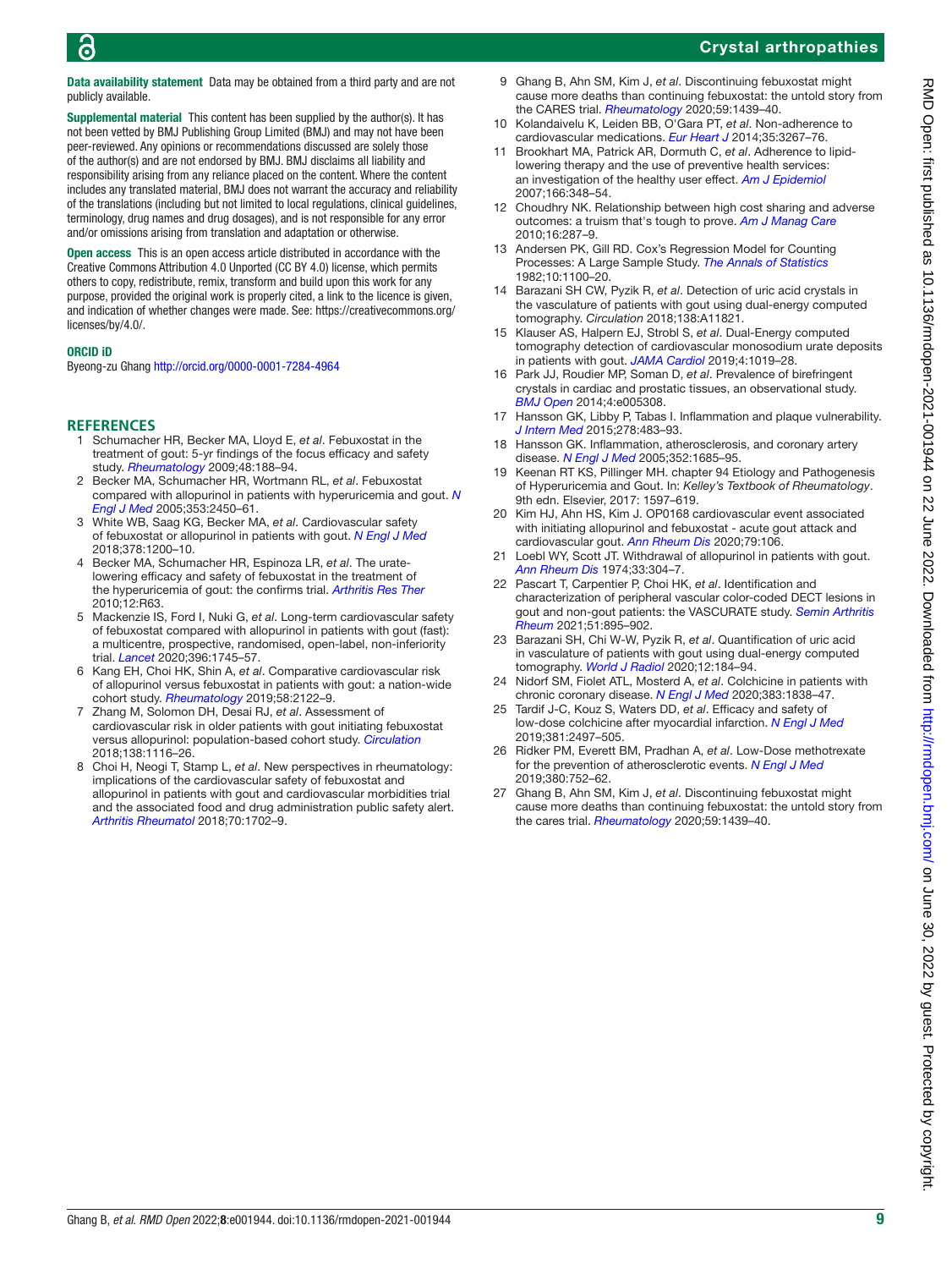**Data availability statement** Data may be obtained from a third party and are not publicly available.

**Supplemental material** This content has been supplied by the author(s). It has not been vetted by BMJ Publishing Group Limited (BMJ) and may not have been peer-reviewed. Any opinions or recommendations discussed are solely those of the author(s) and are not endorsed by BMJ. BMJ disclaims all liability and responsibility arising from any reliance placed on the content. Where the content includes any translated material, BMJ does not warrant the accuracy and reliability of the translations (including but not limited to local regulations, clinical guidelines, terminology, drug names and drug dosages), and is not responsible for any error and/or omissions arising from translation and adaptation or otherwise.

**Open access** This is an open access article distributed in accordance with the Creative Commons Attribution 4.0 Unported (CC BY 4.0) license, which permits others to copy, redistribute, remix, transform and build upon this work for any purpose, provided the original work is properly cited, a link to the licence is given, and indication of whether changes were made. See: https://creativecommons.org/licenses/by/4.0/.

**ORCID iD**

Byeong-zu Ghang http://orcid.org/0000-0001-7284-4964

## REFERENCES

1. Schumacher HR, Becker MA, Lloyd E, *et al*. Febuxostat in the treatment of gout: 5-yr findings of the focus efficacy and safety study. *Rheumatology* 2009;48:188–94.
2. Becker MA, Schumacher HR, Wortmann RL, *et al*. Febuxostat compared with allopurinol in patients with hyperuricemia and gout. *N Engl J Med* 2005;353:2450–61.
3. White WB, Saag KG, Becker MA, *et al*. Cardiovascular safety of febuxostat or allopurinol in patients with gout. *N Engl J Med* 2018;378:1200–10.
4. Becker MA, Schumacher HR, Espinoza LR, *et al*. The urate-lowering efficacy and safety of febuxostat in the treatment of the hyperuricemia of gout: the confirms trial. *Arthritis Res Ther* 2010;12:R63.
5. Mackenzie IS, Ford I, Nuki G, *et al*. Long-term cardiovascular safety of febuxostat compared with allopurinol in patients with gout (fast): a multicentre, prospective, randomised, open-label, non-inferiority trial. *Lancet* 2020;396:1745–57.
6. Kang EH, Choi HK, Shin A, *et al*. Comparative cardiovascular risk of allopurinol versus febuxostat in patients with gout: a nation-wide cohort study. *Rheumatology* 2019;58:2122–9.
7. Zhang M, Solomon DH, Desai RJ, *et al*. Assessment of cardiovascular risk in older patients with gout initiating febuxostat versus allopurinol: population-based cohort study. *Circulation* 2018;138:1116–26.
8. Choi H, Neogi T, Stamp L, *et al*. New perspectives in rheumatology: implications of the cardiovascular safety of febuxostat and allopurinol in patients with gout and cardiovascular morbidities trial and the associated food and drug administration public safety alert. *Arthritis Rheumatol* 2018;70:1702–9.
9. Ghang B, Ahn SM, Kim J, *et al*. Discontinuing febuxostat might cause more deaths than continuing febuxostat: the untold story from the CARES trial. *Rheumatology* 2020;59:1439–40.
10. Kolandaivelu K, Leiden BB, O'Gara PT, *et al*. Non-adherence to cardiovascular medications. *Eur Heart J* 2014;35:3267–76.
11. Brookhart MA, Patrick AR, Dormuth C, *et al*. Adherence to lipid-lowering therapy and the use of preventive health services: an investigation of the healthy user effect. *Am J Epidemiol* 2007;166:348–54.
12. Choudhry NK. Relationship between high cost sharing and adverse outcomes: a truism that's tough to prove. *Am J Manag Care* 2010;16:287–9.
13. Andersen PK, Gill RD. Cox's Regression Model for Counting Processes: A Large Sample Study. *The Annals of Statistics* 1982;10:1100–20.
14. Barazani SH CW, Pyzik R, *et al*. Detection of uric acid crystals in the vasculature of patients with gout using dual-energy computed tomography. *Circulation* 2018;138:A11821.
15. Klauser AS, Halpern EJ, Strobl S, *et al*. Dual-Energy computed tomography detection of cardiovascular monosodium urate deposits in patients with gout. *JAMA Cardiol* 2019;4:1019–28.
16. Park JJ, Roudier MP, Soman D, *et al*. Prevalence of birefringent crystals in cardiac and prostatic tissues, an observational study. *BMJ Open* 2014;4:e005308.
17. Hansson GK, Libby P, Tabas I. Inflammation and plaque vulnerability. *J Intern Med* 2015;278:483–93.
18. Hansson GK. Inflammation, atherosclerosis, and coronary artery disease. *N Engl J Med* 2005;352:1685–95.
19. Keenan RT KS, Pillinger MH. chapter 94 Etiology and Pathogenesis of Hyperuricemia and Gout. In: *Kelley's Textbook of Rheumatology*. 9th edn. Elsevier, 2017: 1597–619.
20. Kim HJ, Ahn HS, Kim J. OP0168 cardiovascular event associated with initiating allopurinol and febuxostat - acute gout attack and cardiovascular gout. *Ann Rheum Dis* 2020;79:106.
21. Loebl WY, Scott JT. Withdrawal of allopurinol in patients with gout. *Ann Rheum Dis* 1974;33:304–7.
22. Pascart T, Carpentier P, Choi HK, *et al*. Identification and characterization of peripheral vascular color-coded DECT lesions in gout and non-gout patients: the VASCURATE study. *Semin Arthritis Rheum* 2021;51:895–902.
23. Barazani SH, Chi W-W, Pyzik R, *et al*. Quantification of uric acid in vasculature of patients with gout using dual-energy computed tomography. *World J Radiol* 2020;12:184–94.
24. Nidorf SM, Fiolet ATL, Mosterd A, *et al*. Colchicine in patients with chronic coronary disease. *N Engl J Med* 2020;383:1838–47.
25. Tardif J-C, Kouz S, Waters DD, *et al*. Efficacy and safety of low-dose colchicine after myocardial infarction. *N Engl J Med* 2019;381:2497–505.
26. Ridker PM, Everett BM, Pradhan A, *et al*. Low-Dose methotrexate for the prevention of atherosclerotic events. *N Engl J Med* 2019;380:752–62.
27. Ghang B, Ahn SM, Kim J, *et al*. Discontinuing febuxostat might cause more deaths than continuing febuxostat: the untold story from the cares trial. *Rheumatology* 2020;59:1439–40.